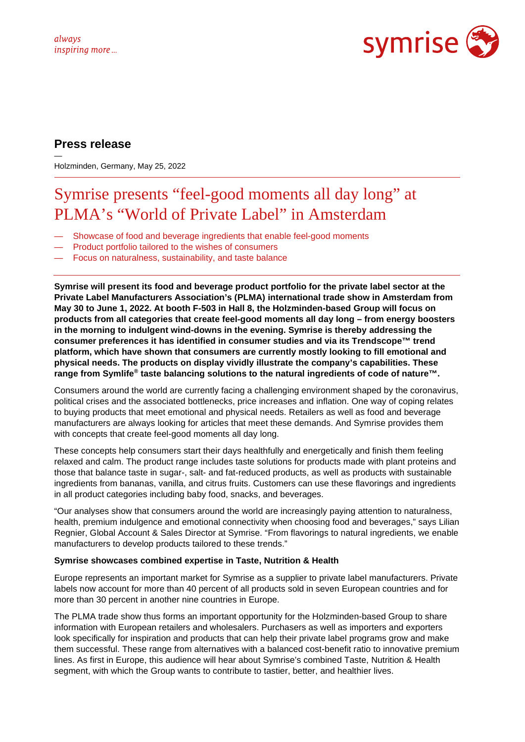always
inspiring more ...

symrise

## Press release

—
Holzminden, Germany, May 25, 2022

# Symrise presents “feel-good moments all day long” at PLMA’s “World of Private Label” in Amsterdam

— Showcase of food and beverage ingredients that enable feel-good moments
— Product portfolio tailored to the wishes of consumers
— Focus on naturalness, sustainability, and taste balance

**Symrise will present its food and beverage product portfolio for the private label sector at the Private Label Manufacturers Association’s (PLMA) international trade show in Amsterdam from May 30 to June 1, 2022. At booth F-503 in Hall 8, the Holzminden-based Group will focus on products from all categories that create feel-good moments all day long – from energy boosters in the morning to indulgent wind-downs in the evening. Symrise is thereby addressing the consumer preferences it has identified in consumer studies and via its Trendscope™ trend platform, which have shown that consumers are currently mostly looking to fill emotional and physical needs. The products on display vividly illustrate the company’s capabilities. These range from Symlife® taste balancing solutions to the natural ingredients of code of nature™.**

Consumers around the world are currently facing a challenging environment shaped by the coronavirus, political crises and the associated bottlenecks, price increases and inflation. One way of coping relates to buying products that meet emotional and physical needs. Retailers as well as food and beverage manufacturers are always looking for articles that meet these demands. And Symrise provides them with concepts that create feel-good moments all day long.

These concepts help consumers start their days healthfully and energetically and finish them feeling relaxed and calm. The product range includes taste solutions for products made with plant proteins and those that balance taste in sugar-, salt- and fat-reduced products, as well as products with sustainable ingredients from bananas, vanilla, and citrus fruits. Customers can use these flavorings and ingredients in all product categories including baby food, snacks, and beverages.

“Our analyses show that consumers around the world are increasingly paying attention to naturalness, health, premium indulgence and emotional connectivity when choosing food and beverages,” says Lilian Regnier, Global Account & Sales Director at Symrise. “From flavorings to natural ingredients, we enable manufacturers to develop products tailored to these trends.”

**Symrise showcases combined expertise in Taste, Nutrition & Health**

Europe represents an important market for Symrise as a supplier to private label manufacturers. Private labels now account for more than 40 percent of all products sold in seven European countries and for more than 30 percent in another nine countries in Europe.

The PLMA trade show thus forms an important opportunity for the Holzminden-based Group to share information with European retailers and wholesalers. Purchasers as well as importers and exporters look specifically for inspiration and products that can help their private label programs grow and make them successful. These range from alternatives with a balanced cost-benefit ratio to innovative premium lines. As first in Europe, this audience will hear about Symrise’s combined Taste, Nutrition & Health segment, with which the Group wants to contribute to tastier, better, and healthier lives.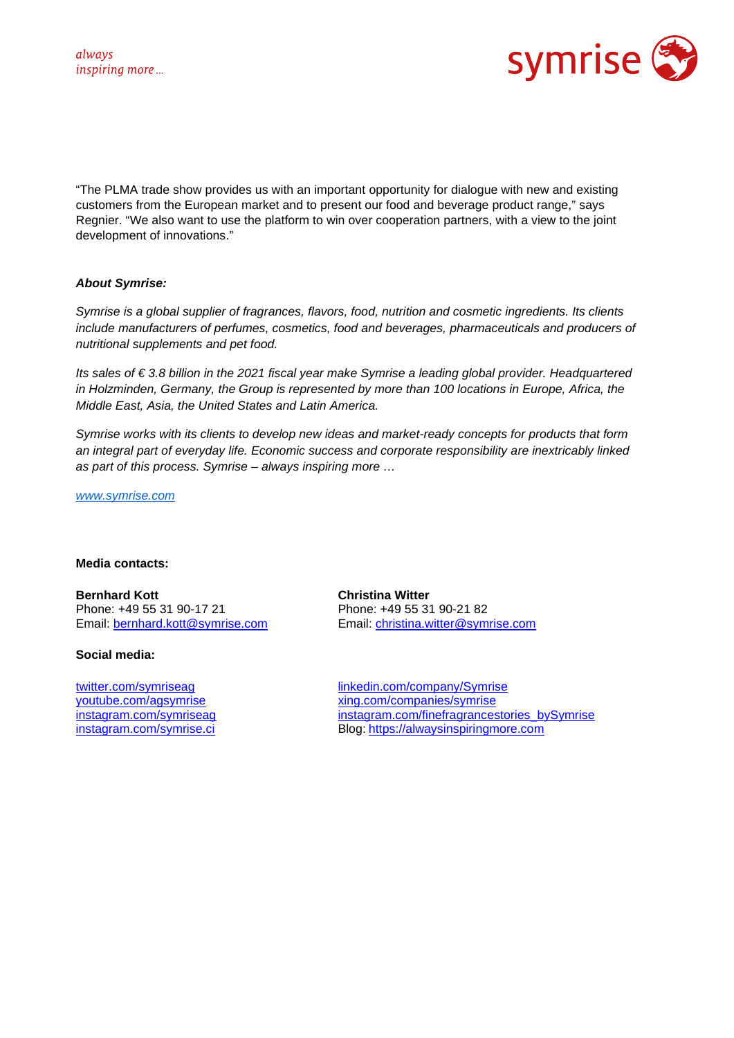“The PLMA trade show provides us with an important opportunity for dialogue with new and existing customers from the European market and to present our food and beverage product range,” says Regnier. “We also want to use the platform to win over cooperation partners, with a view to the joint development of innovations.”

***About Symrise:***

*Symrise is a global supplier of fragrances, flavors, food, nutrition and cosmetic ingredients. Its clients include manufacturers of perfumes, cosmetics, food and beverages, pharmaceuticals and producers of nutritional supplements and pet food.*

*Its sales of € 3.8 billion in the 2021 fiscal year make Symrise a leading global provider. Headquartered in Holzminden, Germany, the Group is represented by more than 100 locations in Europe, Africa, the Middle East, Asia, the United States and Latin America.*

*Symrise works with its clients to develop new ideas and market-ready concepts for products that form an integral part of everyday life. Economic success and corporate responsibility are inextricably linked as part of this process. Symrise – always inspiring more …*

*www.symrise.com*

**Media contacts:**

**Bernhard Kott**
Phone: +49 55 31 90-17 21
Email: bernhard.kott@symrise.com

**Christina Witter**
Phone: +49 55 31 90-21 82
Email: christina.witter@symrise.com

**Social media:**

twitter.com/symriseag
youtube.com/agsymrise
instagram.com/symriseag
instagram.com/symrise.ci

linkedin.com/company/Symrise
xing.com/companies/symrise
instagram.com/finefragrancestories_bySymrise
Blog: https://alwaysinspiringmore.com